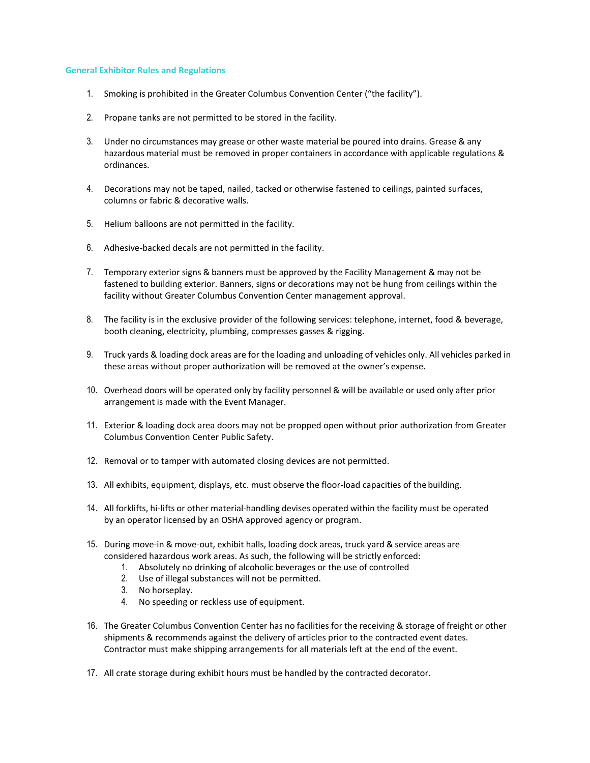### General Exhibitor Rules and Regulations

1. Smoking is prohibited in the Greater Columbus Convention Center ("the facility").

2. Propane tanks are not permitted to be stored in the facility.

3. Under no circumstances may grease or other waste material be poured into drains. Grease & any hazardous material must be removed in proper containers in accordance with applicable regulations & ordinances.

4. Decorations may not be taped, nailed, tacked or otherwise fastened to ceilings, painted surfaces, columns or fabric & decorative walls.

5. Helium balloons are not permitted in the facility.

6. Adhesive-backed decals are not permitted in the facility.

7. Temporary exterior signs & banners must be approved by the Facility Management & may not be fastened to building exterior. Banners, signs or decorations may not be hung from ceilings within the facility without Greater Columbus Convention Center management approval.

8. The facility is in the exclusive provider of the following services: telephone, internet, food & beverage, booth cleaning, electricity, plumbing, compresses gasses & rigging.

9. Truck yards & loading dock areas are for the loading and unloading of vehicles only. All vehicles parked in these areas without proper authorization will be removed at the owner's expense.

10. Overhead doors will be operated only by facility personnel & will be available or used only after prior arrangement is made with the Event Manager.

11. Exterior & loading dock area doors may not be propped open without prior authorization from Greater Columbus Convention Center Public Safety.

12. Removal or to tamper with automated closing devices are not permitted.

13. All exhibits, equipment, displays, etc. must observe the floor-load capacities of the building.

14. All forklifts, hi-lifts or other material-handling devises operated within the facility must be operated by an operator licensed by an OSHA approved agency or program.

15. During move-in & move-out, exhibit halls, loading dock areas, truck yard & service areas are considered hazardous work areas. As such, the following will be strictly enforced:
    1. Absolutely no drinking of alcoholic beverages or the use of controlled
    2. Use of illegal substances will not be permitted.
    3. No horseplay.
    4. No speeding or reckless use of equipment.

16. The Greater Columbus Convention Center has no facilities for the receiving & storage of freight or other shipments & recommends against the delivery of articles prior to the contracted event dates. Contractor must make shipping arrangements for all materials left at the end of the event.

17. All crate storage during exhibit hours must be handled by the contracted decorator.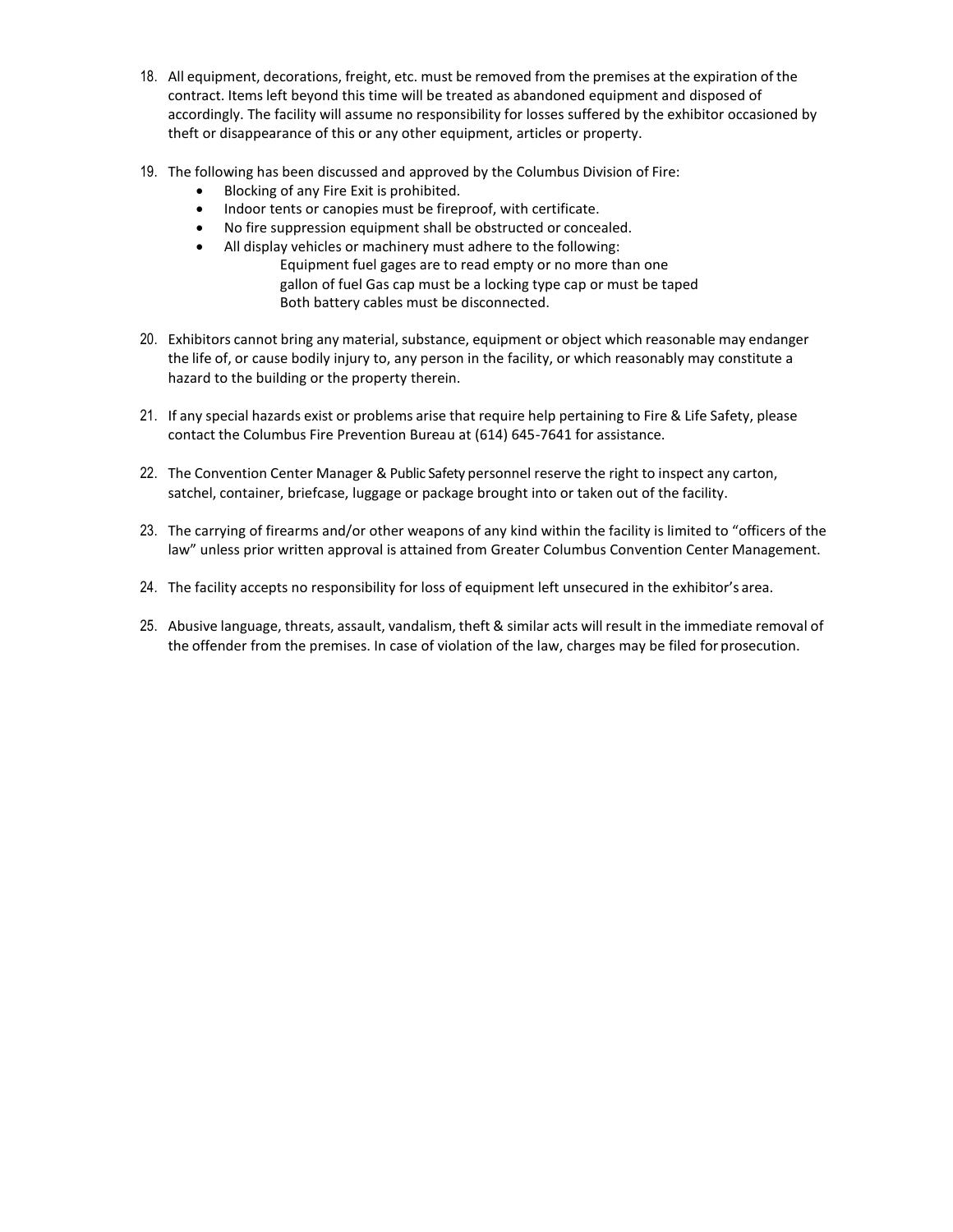18. All equipment, decorations, freight, etc. must be removed from the premises at the expiration of the contract. Items left beyond this time will be treated as abandoned equipment and disposed of accordingly. The facility will assume no responsibility for losses suffered by the exhibitor occasioned by theft or disappearance of this or any other equipment, articles or property.

19. The following has been discussed and approved by the Columbus Division of Fire:
    - Blocking of any Fire Exit is prohibited.
    - Indoor tents or canopies must be fireproof, with certificate.
    - No fire suppression equipment shall be obstructed or concealed.
    - All display vehicles or machinery must adhere to the following:

      Equipment fuel gages are to read empty or no more than one gallon of fuel Gas cap must be a locking type cap or must be taped Both battery cables must be disconnected.

20. Exhibitors cannot bring any material, substance, equipment or object which reasonable may endanger the life of, or cause bodily injury to, any person in the facility, or which reasonably may constitute a hazard to the building or the property therein.

21. If any special hazards exist or problems arise that require help pertaining to Fire & Life Safety, please contact the Columbus Fire Prevention Bureau at (614) 645-7641 for assistance.

22. The Convention Center Manager & Public Safety personnel reserve the right to inspect any carton, satchel, container, briefcase, luggage or package brought into or taken out of the facility.

23. The carrying of firearms and/or other weapons of any kind within the facility is limited to "officers of the law" unless prior written approval is attained from Greater Columbus Convention Center Management.

24. The facility accepts no responsibility for loss of equipment left unsecured in the exhibitor's area.

25. Abusive language, threats, assault, vandalism, theft & similar acts will result in the immediate removal of the offender from the premises. In case of violation of the law, charges may be filed for prosecution.